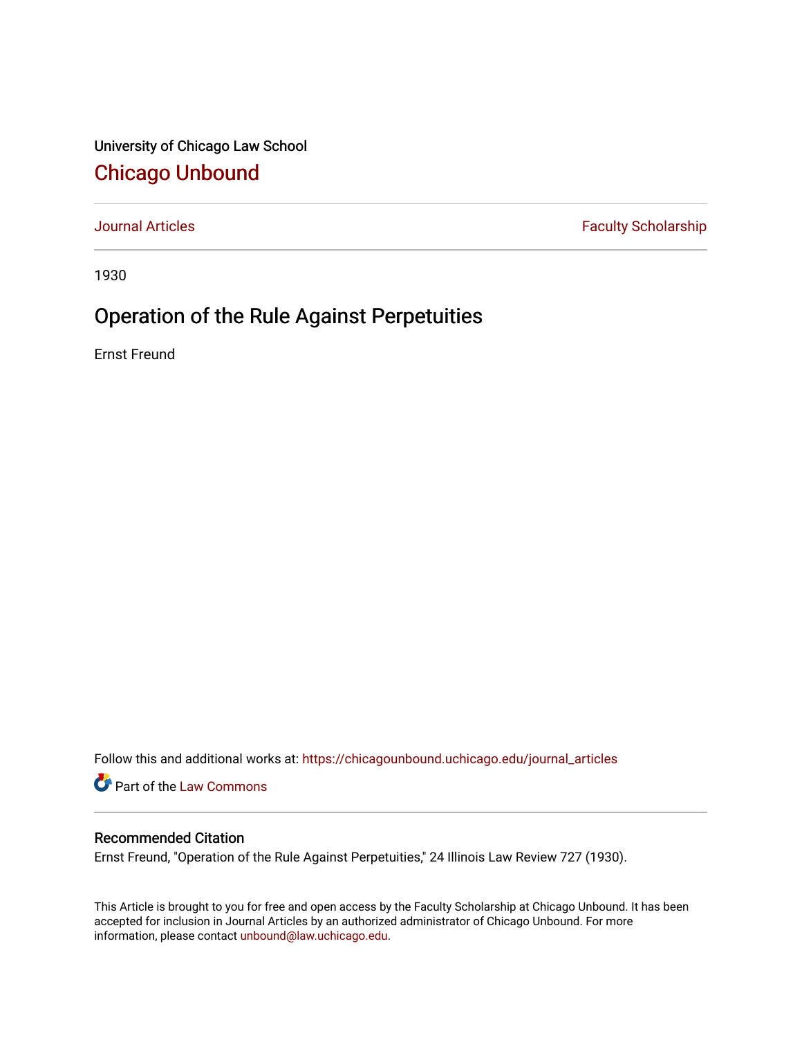University of Chicago Law School

# Chicago Unbound

Journal Articles | Faculty Scholarship

1930

# Operation of the Rule Against Perpetuities

Ernst Freund

Follow this and additional works at: https://chicagounbound.uchicago.edu/journal_articles

Part of the Law Commons

## Recommended Citation

Ernst Freund, "Operation of the Rule Against Perpetuities," 24 Illinois Law Review 727 (1930).

This Article is brought to you for free and open access by the Faculty Scholarship at Chicago Unbound. It has been accepted for inclusion in Journal Articles by an authorized administrator of Chicago Unbound. For more information, please contact unbound@law.uchicago.edu.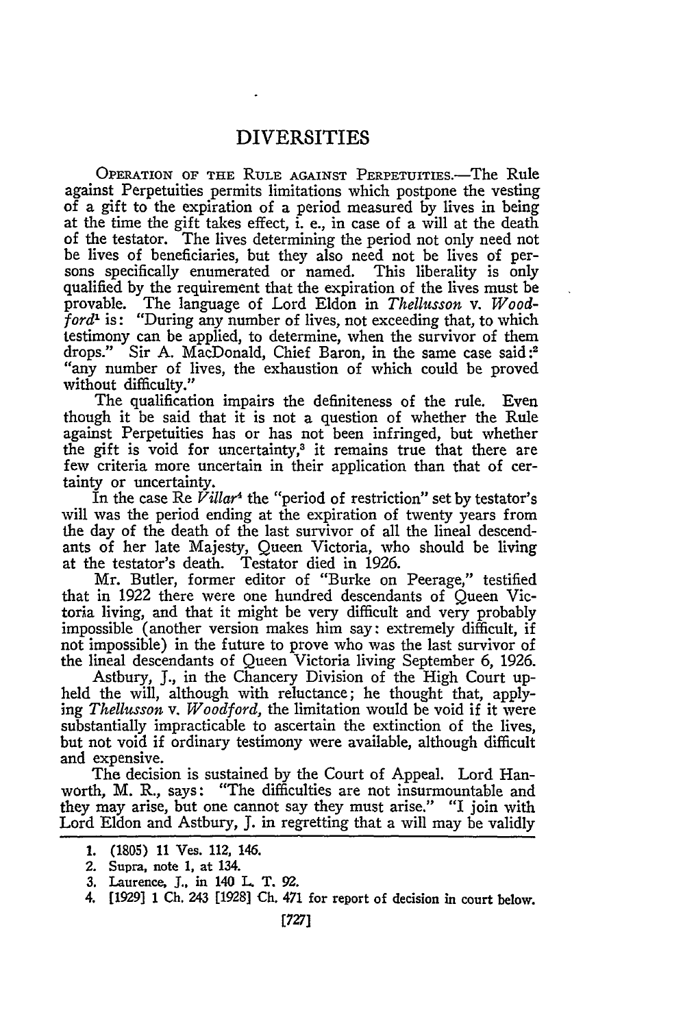# DIVERSITIES

OPERATION OF THE RULE AGAINST PERPETUITIES.—The Rule against Perpetuities permits limitations which postpone the vesting of a gift to the expiration of a period measured by lives in being at the time the gift takes effect, i. e., in case of a will at the death of the testator. The lives determining the period not only need not be lives of beneficiaries, but they also need not be lives of persons specifically enumerated or named. This liberality is only qualified by the requirement that the expiration of the lives must be provable. The language of Lord Eldon in *Thellusson* v. *Woodford*[1] is: "During any number of lives, not exceeding that, to which testimony can be applied, to determine, when the survivor of them drops." Sir A. MacDonald, Chief Baron, in the same case said:[2] "any number of lives, the exhaustion of which could be proved without difficulty."

The qualification impairs the definiteness of the rule. Even though it be said that it is not a question of whether the Rule against Perpetuities has or has not been infringed, but whether the gift is void for uncertainty,[3] it remains true that there are few criteria more uncertain in their application than that of certainty or uncertainty.

In the case Re *Villar*[4] the "period of restriction" set by testator's will was the period ending at the expiration of twenty years from the day of the death of the last survivor of all the lineal descendants of her late Majesty, Queen Victoria, who should be living at the testator's death. Testator died in 1926.

Mr. Butler, former editor of "Burke on Peerage," testified that in 1922 there were one hundred descendants of Queen Victoria living, and that it might be very difficult and very probably impossible (another version makes him say: extremely difficult, if not impossible) in the future to prove who was the last survivor of the lineal descendants of Queen Victoria living September 6, 1926.

Astbury, J., in the Chancery Division of the High Court upheld the will, although with reluctance; he thought that, applying *Thellusson* v. *Woodford*, the limitation would be void if it were substantially impracticable to ascertain the extinction of the lives, but not void if ordinary testimony were available, although difficult and expensive.

The decision is sustained by the Court of Appeal. Lord Hanworth, M. R., says: "The difficulties are not insurmountable and they may arise, but one cannot say they must arise." "I join with Lord Eldon and Astbury, J. in regretting that a will may be validly

1. (1805) 11 Ves. 112, 146.
2. Supra, note 1, at 134.
3. Laurence, J., in 140 L. T. 92.
4. [1929] 1 Ch. 243 [1928] Ch. 471 for report of decision in court below.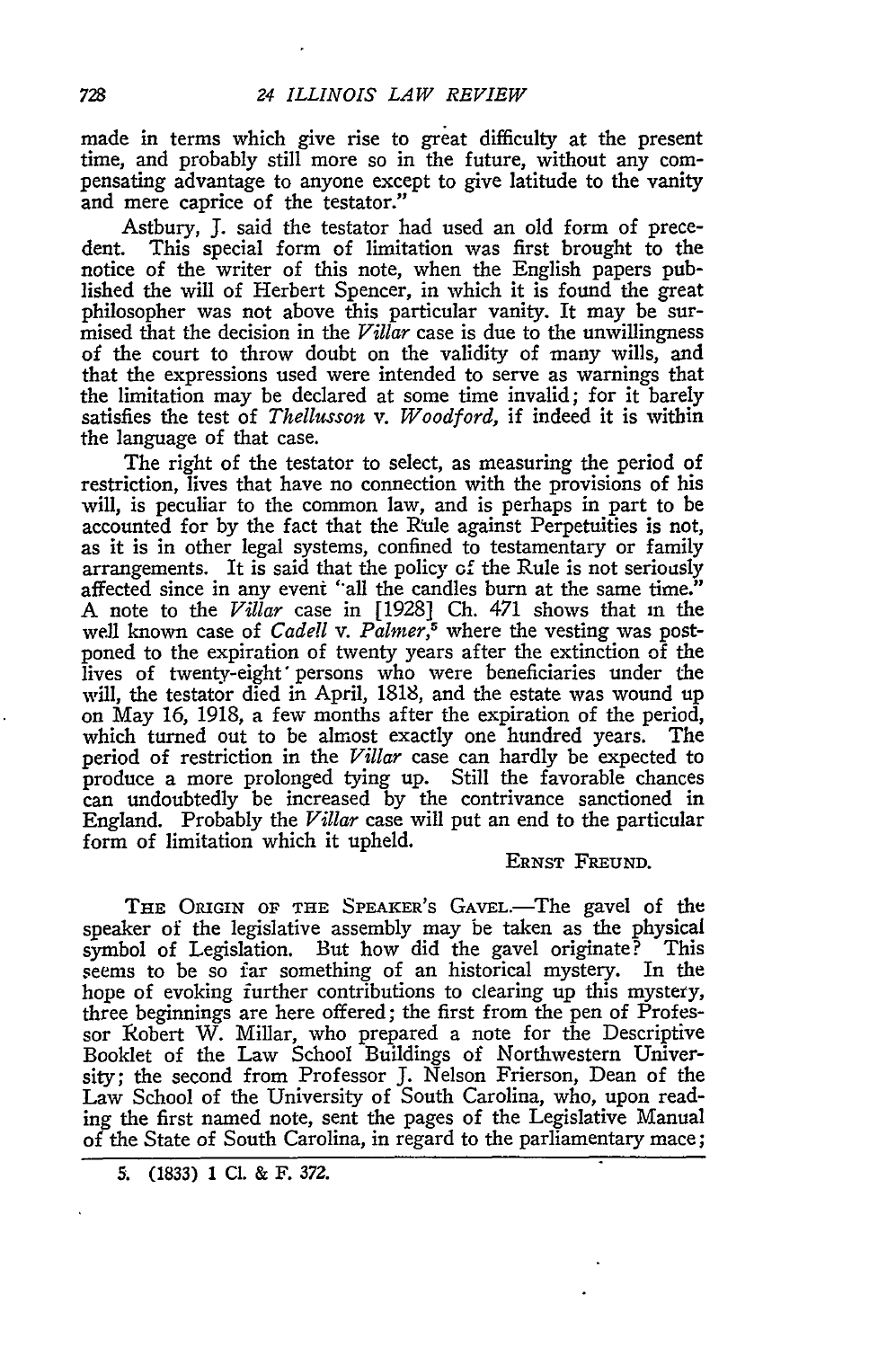made in terms which give rise to great difficulty at the present time, and probably still more so in the future, without any compensating advantage to anyone except to give latitude to the vanity and mere caprice of the testator."

Astbury, J. said the testator had used an old form of precedent. This special form of limitation was first brought to the notice of the writer of this note, when the English papers published the will of Herbert Spencer, in which it is found the great philosopher was not above this particular vanity. It may be surmised that the decision in the *Villar* case is due to the unwillingness of the court to throw doubt on the validity of many wills, and that the expressions used were intended to serve as warnings that the limitation may be declared at some time invalid; for it barely satisfies the test of *Thellusson* v. *Woodford,* if indeed it is within the language of that case.

The right of the testator to select, as measuring the period of restriction, lives that have no connection with the provisions of his will, is peculiar to the common law, and is perhaps in part to be accounted for by the fact that the Rule against Perpetuities is not, as it is in other legal systems, confined to testamentary or family arrangements. It is said that the policy of the Rule is not seriously affected since in any event "all the candles burn at the same time." A note to the *Villar* case in [1928] Ch. 471 shows that in the well known case of *Cadell* v. *Palmer,*[5] where the vesting was postponed to the expiration of twenty years after the extinction of the lives of twenty-eight persons who were beneficiaries under the will, the testator died in April, 1818, and the estate was wound up on May 16, 1918, a few months after the expiration of the period, which turned out to be almost exactly one hundred years. The period of restriction in the *Villar* case can hardly be expected to produce a more prolonged tying up. Still the favorable chances can undoubtedly be increased by the contrivance sanctioned in England. Probably the *Villar* case will put an end to the particular form of limitation which it upheld.

ERNST FREUND.

THE ORIGIN OF THE SPEAKER'S GAVEL.—The gavel of the speaker of the legislative assembly may be taken as the physical symbol of Legislation. But how did the gavel originate? This seems to be so far something of an historical mystery. In the hope of evoking further contributions to clearing up this mystery, three beginnings are here offered; the first from the pen of Professor Robert W. Millar, who prepared a note for the Descriptive Booklet of the Law School Buildings of Northwestern University; the second from Professor J. Nelson Frierson, Dean of the Law School of the University of South Carolina, who, upon reading the first named note, sent the pages of the Legislative Manual of the State of South Carolina, in regard to the parliamentary mace;

5. (1833) 1 Cl. & F. 372.